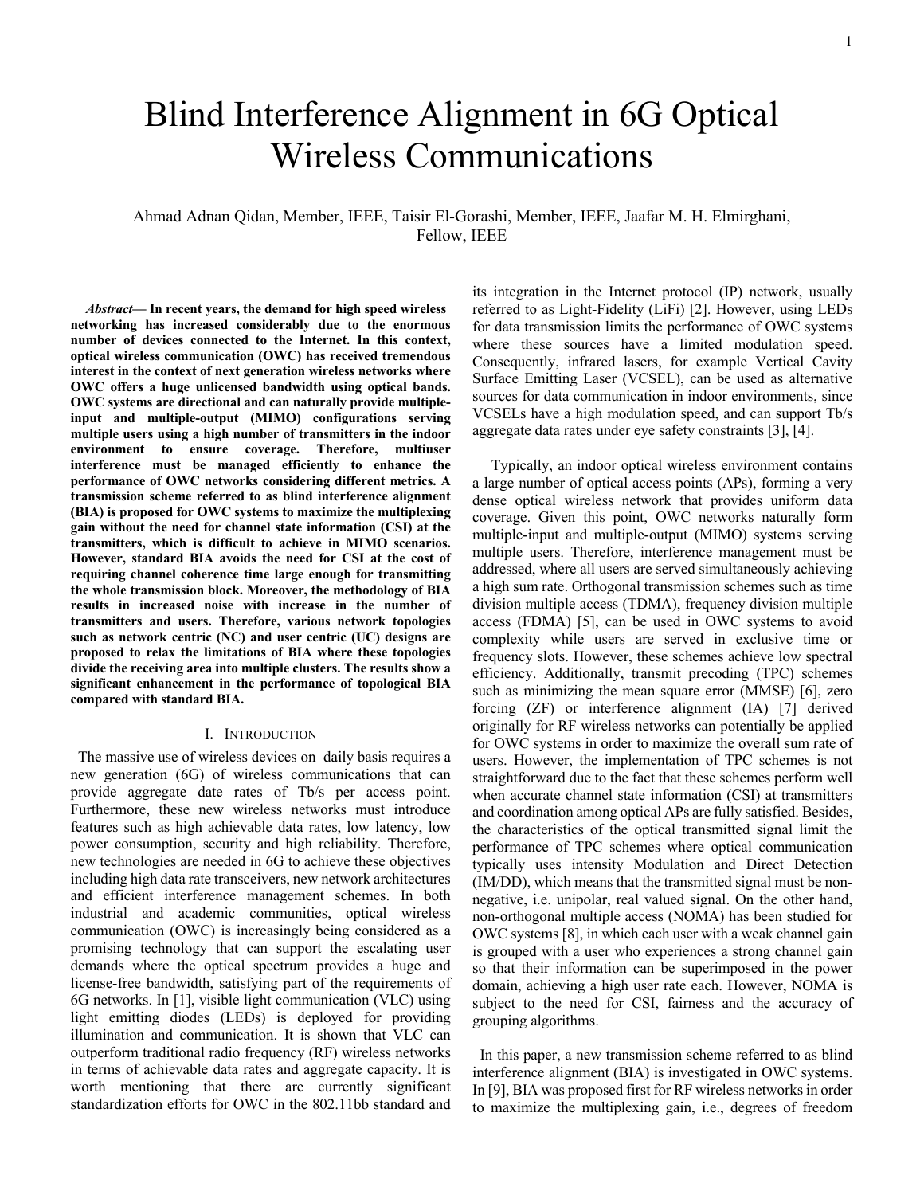# Blind Interference Alignment in 6G Optical Wireless Communications

Ahmad Adnan Qidan, Member, IEEE, Taisir El-Gorashi, Member, IEEE, Jaafar M. H. Elmirghani, Fellow, IEEE

***Abstract*— In recent years, the demand for high speed wireless networking has increased considerably due to the enormous number of devices connected to the Internet. In this context, optical wireless communication (OWC) has received tremendous interest in the context of next generation wireless networks where OWC offers a huge unlicensed bandwidth using optical bands. OWC systems are directional and can naturally provide multiple-input and multiple-output (MIMO) configurations serving multiple users using a high number of transmitters in the indoor environment to ensure coverage. Therefore, multiuser interference must be managed efficiently to enhance the performance of OWC networks considering different metrics. A transmission scheme referred to as blind interference alignment (BIA) is proposed for OWC systems to maximize the multiplexing gain without the need for channel state information (CSI) at the transmitters, which is difficult to achieve in MIMO scenarios. However, standard BIA avoids the need for CSI at the cost of requiring channel coherence time large enough for transmitting the whole transmission block. Moreover, the methodology of BIA results in increased noise with increase in the number of transmitters and users. Therefore, various network topologies such as network centric (NC) and user centric (UC) designs are proposed to relax the limitations of BIA where these topologies divide the receiving area into multiple clusters. The results show a significant enhancement in the performance of topological BIA compared with standard BIA.**

## I. Introduction

The massive use of wireless devices on daily basis requires a new generation (6G) of wireless communications that can provide aggregate date rates of Tb/s per access point. Furthermore, these new wireless networks must introduce features such as high achievable data rates, low latency, low power consumption, security and high reliability. Therefore, new technologies are needed in 6G to achieve these objectives including high data rate transceivers, new network architectures and efficient interference management schemes. In both industrial and academic communities, optical wireless communication (OWC) is increasingly being considered as a promising technology that can support the escalating user demands where the optical spectrum provides a huge and license-free bandwidth, satisfying part of the requirements of 6G networks. In [1], visible light communication (VLC) using light emitting diodes (LEDs) is deployed for providing illumination and communication. It is shown that VLC can outperform traditional radio frequency (RF) wireless networks in terms of achievable data rates and aggregate capacity. It is worth mentioning that there are currently significant standardization efforts for OWC in the 802.11bb standard and its integration in the Internet protocol (IP) network, usually referred to as Light-Fidelity (LiFi) [2]. However, using LEDs for data transmission limits the performance of OWC systems where these sources have a limited modulation speed. Consequently, infrared lasers, for example Vertical Cavity Surface Emitting Laser (VCSEL), can be used as alternative sources for data communication in indoor environments, since VCSELs have a high modulation speed, and can support Tb/s aggregate data rates under eye safety constraints [3], [4].

Typically, an indoor optical wireless environment contains a large number of optical access points (APs), forming a very dense optical wireless network that provides uniform data coverage. Given this point, OWC networks naturally form multiple-input and multiple-output (MIMO) systems serving multiple users. Therefore, interference management must be addressed, where all users are served simultaneously achieving a high sum rate. Orthogonal transmission schemes such as time division multiple access (TDMA), frequency division multiple access (FDMA) [5], can be used in OWC systems to avoid complexity while users are served in exclusive time or frequency slots. However, these schemes achieve low spectral efficiency. Additionally, transmit precoding (TPC) schemes such as minimizing the mean square error (MMSE) [6], zero forcing (ZF) or interference alignment (IA) [7] derived originally for RF wireless networks can potentially be applied for OWC systems in order to maximize the overall sum rate of users. However, the implementation of TPC schemes is not straightforward due to the fact that these schemes perform well when accurate channel state information (CSI) at transmitters and coordination among optical APs are fully satisfied. Besides, the characteristics of the optical transmitted signal limit the performance of TPC schemes where optical communication typically uses intensity Modulation and Direct Detection (IM/DD), which means that the transmitted signal must be non-negative, i.e. unipolar, real valued signal. On the other hand, non-orthogonal multiple access (NOMA) has been studied for OWC systems [8], in which each user with a weak channel gain is grouped with a user who experiences a strong channel gain so that their information can be superimposed in the power domain, achieving a high user rate each. However, NOMA is subject to the need for CSI, fairness and the accuracy of grouping algorithms.

In this paper, a new transmission scheme referred to as blind interference alignment (BIA) is investigated in OWC systems. In [9], BIA was proposed first for RF wireless networks in order to maximize the multiplexing gain, i.e., degrees of freedom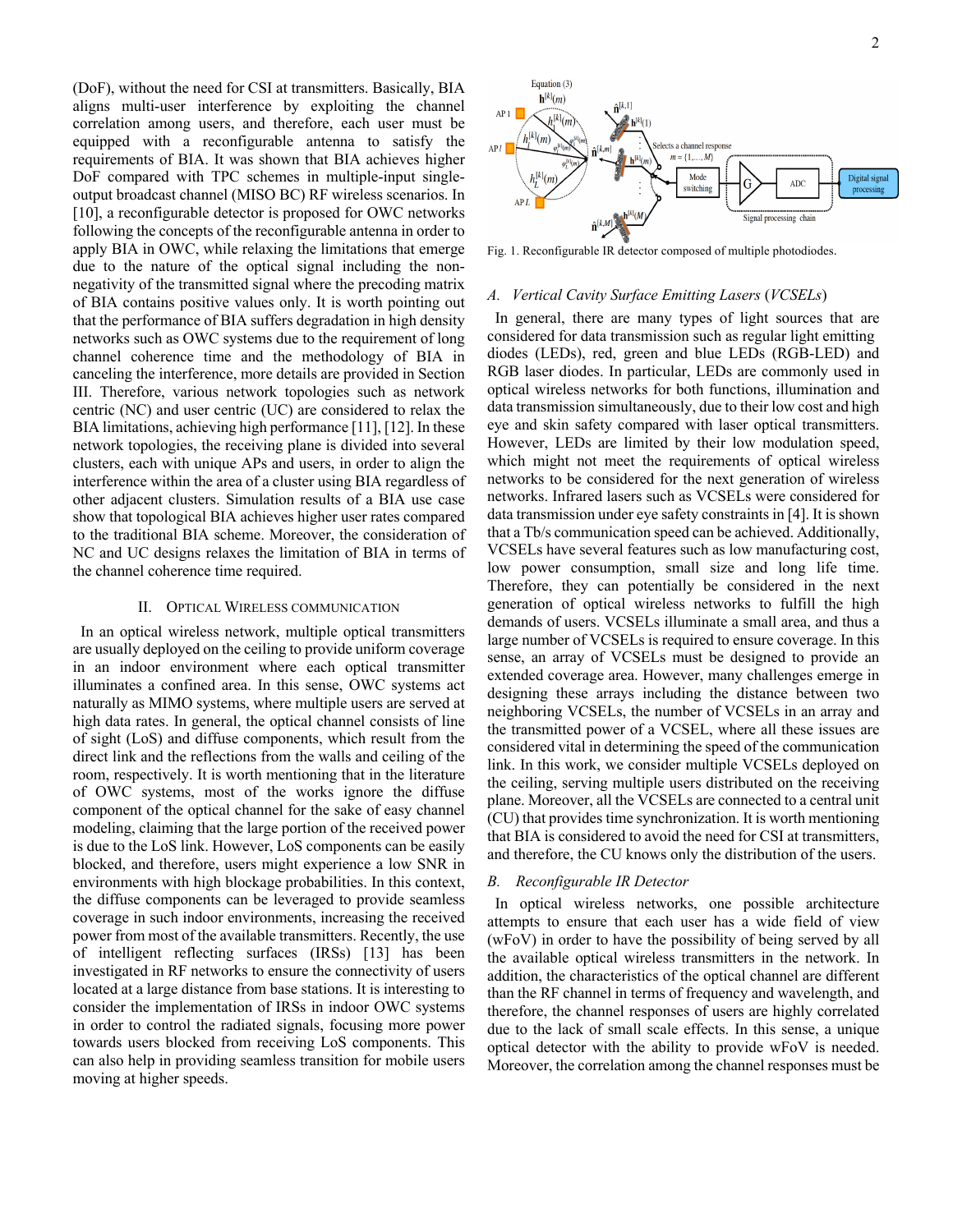(DoF), without the need for CSI at transmitters. Basically, BIA aligns multi-user interference by exploiting the channel correlation among users, and therefore, each user must be equipped with a reconfigurable antenna to satisfy the requirements of BIA. It was shown that BIA achieves higher DoF compared with TPC schemes in multiple-input single-output broadcast channel (MISO BC) RF wireless scenarios. In [10], a reconfigurable detector is proposed for OWC networks following the concepts of the reconfigurable antenna in order to apply BIA in OWC, while relaxing the limitations that emerge due to the nature of the optical signal including the non-negativity of the transmitted signal where the precoding matrix of BIA contains positive values only. It is worth pointing out that the performance of BIA suffers degradation in high density networks such as OWC systems due to the requirement of long channel coherence time and the methodology of BIA in canceling the interference, more details are provided in Section III. Therefore, various network topologies such as network centric (NC) and user centric (UC) are considered to relax the BIA limitations, achieving high performance [11], [12]. In these network topologies, the receiving plane is divided into several clusters, each with unique APs and users, in order to align the interference within the area of a cluster using BIA regardless of other adjacent clusters. Simulation results of a BIA use case show that topological BIA achieves higher user rates compared to the traditional BIA scheme. Moreover, the consideration of NC and UC designs relaxes the limitation of BIA in terms of the channel coherence time required.

## II. Optical Wireless Communication

In an optical wireless network, multiple optical transmitters are usually deployed on the ceiling to provide uniform coverage in an indoor environment where each optical transmitter illuminates a confined area. In this sense, OWC systems act naturally as MIMO systems, where multiple users are served at high data rates. In general, the optical channel consists of line of sight (LoS) and diffuse components, which result from the direct link and the reflections from the walls and ceiling of the room, respectively. It is worth mentioning that in the literature of OWC systems, most of the works ignore the diffuse component of the optical channel for the sake of easy channel modeling, claiming that the large portion of the received power is due to the LoS link. However, LoS components can be easily blocked, and therefore, users might experience a low SNR in environments with high blockage probabilities. In this context, the diffuse components can be leveraged to provide seamless coverage in such indoor environments, increasing the received power from most of the available transmitters. Recently, the use of intelligent reflecting surfaces (IRSs) [13] has been investigated in RF networks to ensure the connectivity of users located at a large distance from base stations. It is interesting to consider the implementation of IRSs in indoor OWC systems in order to control the radiated signals, focusing more power towards users blocked from receiving LoS components. This can also help in providing seamless transition for mobile users moving at higher speeds.

Fig. 1. Reconfigurable IR detector composed of multiple photodiodes.

### A. Vertical Cavity Surface Emitting Lasers (VCSELs)

In general, there are many types of light sources that are considered for data transmission such as regular light emitting diodes (LEDs), red, green and blue LEDs (RGB-LED) and RGB laser diodes. In particular, LEDs are commonly used in optical wireless networks for both functions, illumination and data transmission simultaneously, due to their low cost and high eye and skin safety compared with laser optical transmitters. However, LEDs are limited by their low modulation speed, which might not meet the requirements of optical wireless networks to be considered for the next generation of wireless networks. Infrared lasers such as VCSELs were considered for data transmission under eye safety constraints in [4]. It is shown that a Tb/s communication speed can be achieved. Additionally, VCSELs have several features such as low manufacturing cost, low power consumption, small size and long life time. Therefore, they can potentially be considered in the next generation of optical wireless networks to fulfill the high demands of users. VCSELs illuminate a small area, and thus a large number of VCSELs is required to ensure coverage. In this sense, an array of VCSELs must be designed to provide an extended coverage area. However, many challenges emerge in designing these arrays including the distance between two neighboring VCSELs, the number of VCSELs in an array and the transmitted power of a VCSEL, where all these issues are considered vital in determining the speed of the communication link. In this work, we consider multiple VCSELs deployed on the ceiling, serving multiple users distributed on the receiving plane. Moreover, all the VCSELs are connected to a central unit (CU) that provides time synchronization. It is worth mentioning that BIA is considered to avoid the need for CSI at transmitters, and therefore, the CU knows only the distribution of the users.

### B. Reconfigurable IR Detector

In optical wireless networks, one possible architecture attempts to ensure that each user has a wide field of view (wFoV) in order to have the possibility of being served by all the available optical wireless transmitters in the network. In addition, the characteristics of the optical channel are different than the RF channel in terms of frequency and wavelength, and therefore, the channel responses of users are highly correlated due to the lack of small scale effects. In this sense, a unique optical detector with the ability to provide wFoV is needed. Moreover, the correlation among the channel responses must be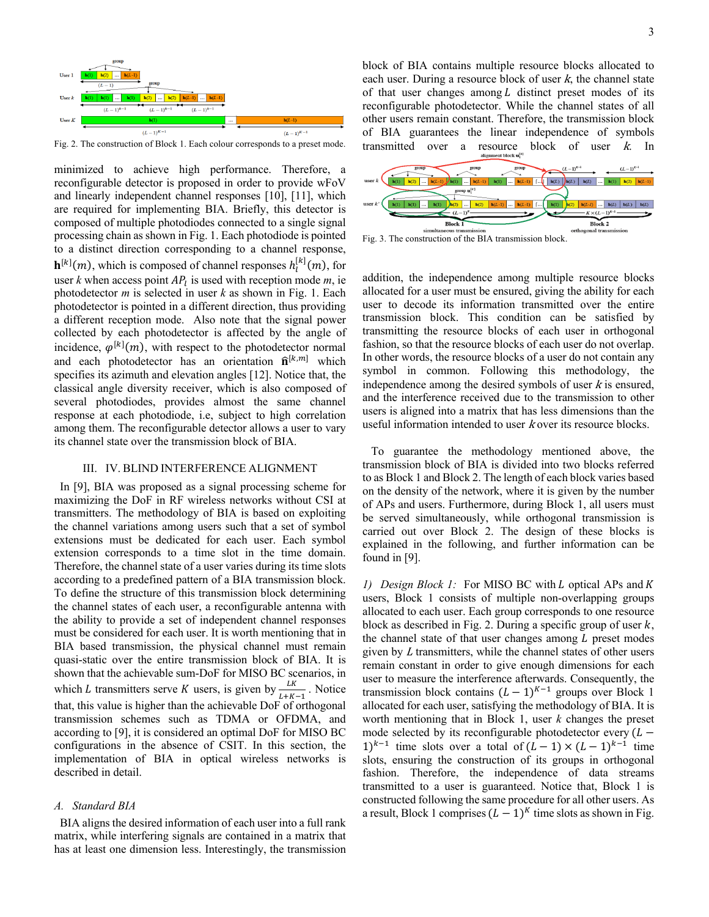Fig. 2. The construction of Block 1. Each colour corresponds to a preset mode.

minimized to achieve high performance. Therefore, a reconfigurable detector is proposed in order to provide wFoV and linearly independent channel responses [10], [11], which are required for implementing BIA. Briefly, this detector is composed of multiple photodiodes connected to a single signal processing chain as shown in Fig. 1. Each photodiode is pointed to a distinct direction corresponding to a channel response, $\mathbf{h}^{[k]}(m)$, which is composed of channel responses $h_l^{[k]}(m)$, for user $k$ when access point $AP_l$ is used with reception mode $m$, ie photodetector $m$ is selected in user $k$ as shown in Fig. 1. Each photodetector is pointed in a different direction, thus providing a different reception mode. Also note that the signal power collected by each photodetector is affected by the angle of incidence, $\varphi^{[k]}(m)$, with respect to the photodetector normal and each photodetector has an orientation $\hat{\mathbf{n}}^{[k,m]}$ which specifies its azimuth and elevation angles [12]. Notice that, the classical angle diversity receiver, which is also composed of several photodiodes, provides almost the same channel response at each photodiode, i.e, subject to high correlation among them. The reconfigurable detector allows a user to vary its channel state over the transmission block of BIA.

## III. IV. BLIND INTERFERENCE ALIGNMENT

In [9], BIA was proposed as a signal processing scheme for maximizing the DoF in RF wireless networks without CSI at transmitters. The methodology of BIA is based on exploiting the channel variations among users such that a set of symbol extensions must be dedicated for each user. Each symbol extension corresponds to a time slot in the time domain. Therefore, the channel state of a user varies during its time slots according to a predefined pattern of a BIA transmission block. To define the structure of this transmission block determining the channel states of each user, a reconfigurable antenna with the ability to provide a set of independent channel responses must be considered for each user. It is worth mentioning that in BIA based transmission, the physical channel must remain quasi-static over the entire transmission block of BIA. It is shown that the achievable sum-DoF for MISO BC scenarios, in which $L$ transmitters serve $K$ users, is given by $\frac{LK}{L+K-1}$. Notice that, this value is higher than the achievable DoF of orthogonal transmission schemes such as TDMA or OFDMA, and according to [9], it is considered an optimal DoF for MISO BC configurations in the absence of CSIT. In this section, the implementation of BIA in optical wireless networks is described in detail.

### A. Standard BIA

BIA aligns the desired information of each user into a full rank matrix, while interfering signals are contained in a matrix that has at least one dimension less. Interestingly, the transmission block of BIA contains multiple resource blocks allocated to each user. During a resource block of user $k$, the channel state of that user changes among $L$ distinct preset modes of its reconfigurable photodetector. While the channel states of all other users remain constant. Therefore, the transmission block of BIA guarantees the linear independence of symbols transmitted over a resource block of user $k$. In addition, the independence among multiple resource blocks allocated for a user must be ensured, giving the ability for each user to decode its information transmitted over the entire transmission block. This condition can be satisfied by transmitting the resource blocks of each user in orthogonal fashion, so that the resource blocks of each user do not overlap. In other words, the resource blocks of a user do not contain any symbol in common. Following this methodology, the independence among the desired symbols of user $k$ is ensured, and the interference received due to the transmission to other users is aligned into a matrix that has less dimensions than the useful information intended to user $k$ over its resource blocks.

Fig. 3. The construction of the BIA transmission block.

To guarantee the methodology mentioned above, the transmission block of BIA is divided into two blocks referred to as Block 1 and Block 2. The length of each block varies based on the density of the network, where it is given by the number of APs and users. Furthermore, during Block 1, all users must be served simultaneously, while orthogonal transmission is carried out over Block 2. The design of these blocks is explained in the following, and further information can be found in [9].

*1) Design Block 1:* For MISO BC with $L$ optical APs and $K$ users, Block 1 consists of multiple non-overlapping groups allocated to each user. Each group corresponds to one resource block as described in Fig. 2. During a specific group of user $k$, the channel state of that user changes among $L$ preset modes given by $L$ transmitters, while the channel states of other users remain constant in order to give enough dimensions for each user to measure the interference afterwards. Consequently, the transmission block contains $(L-1)^{K-1}$ groups over Block 1 allocated for each user, satisfying the methodology of BIA. It is worth mentioning that in Block 1, user $k$ changes the preset mode selected by its reconfigurable photodetector every $(L-1)^{k-1}$ time slots over a total of $(L-1) \times (L-1)^{k-1}$ time slots, ensuring the construction of its groups in orthogonal fashion. Therefore, the independence of data streams transmitted to a user is guaranteed. Notice that, Block 1 is constructed following the same procedure for all other users. As a result, Block 1 comprises $(L-1)^{K}$ time slots as shown in Fig.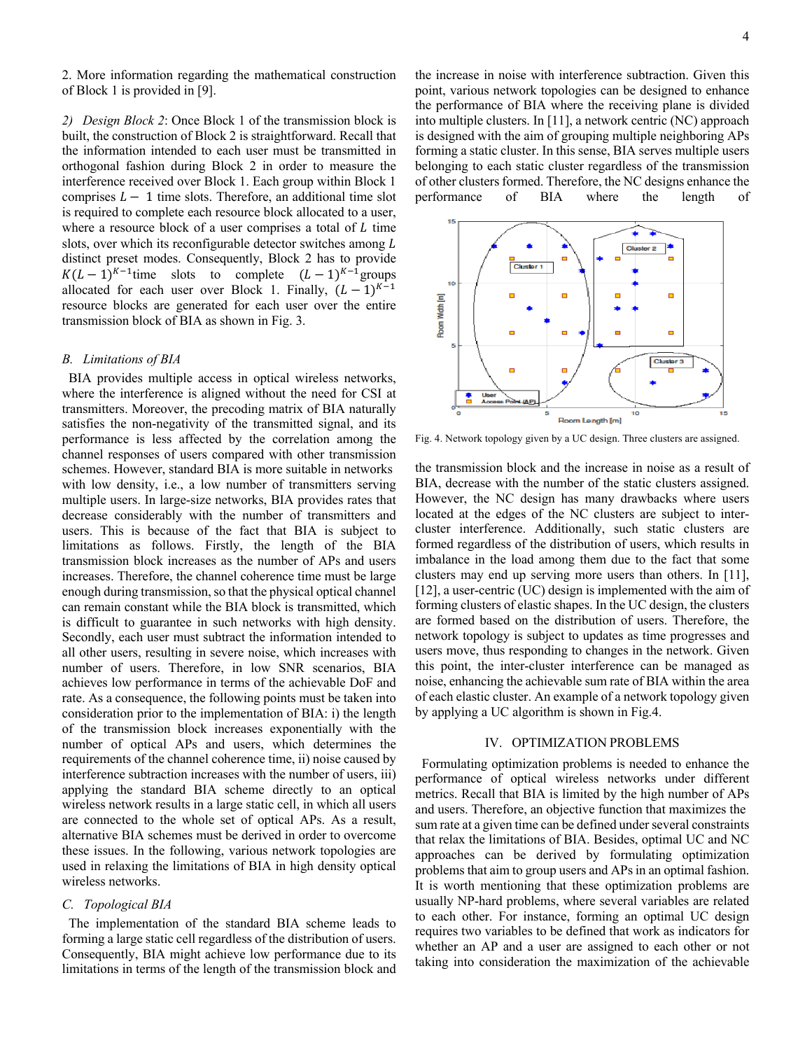2. More information regarding the mathematical construction of Block 1 is provided in [9].

*2) Design Block 2*: Once Block 1 of the transmission block is built, the construction of Block 2 is straightforward. Recall that the information intended to each user must be transmitted in orthogonal fashion during Block 2 in order to measure the interference received over Block 1. Each group within Block 1 comprises $L-1$ time slots. Therefore, an additional time slot is required to complete each resource block allocated to a user, where a resource block of a user comprises a total of $L$ time slots, over which its reconfigurable detector switches among $L$ distinct preset modes. Consequently, Block 2 has to provide $K(L-1)^{K-1}$time slots to complete $(L-1)^{K-1}$groups allocated for each user over Block 1. Finally, $(L-1)^{K-1}$ resource blocks are generated for each user over the entire transmission block of BIA as shown in Fig. 3.

### *B. Limitations of BIA*

BIA provides multiple access in optical wireless networks, where the interference is aligned without the need for CSI at transmitters. Moreover, the precoding matrix of BIA naturally satisfies the non-negativity of the transmitted signal, and its performance is less affected by the correlation among the channel responses of users compared with other transmission schemes. However, standard BIA is more suitable in networks with low density, i.e., a low number of transmitters serving multiple users. In large-size networks, BIA provides rates that decrease considerably with the number of transmitters and users. This is because of the fact that BIA is subject to limitations as follows. Firstly, the length of the BIA transmission block increases as the number of APs and users increases. Therefore, the channel coherence time must be large enough during transmission, so that the physical optical channel can remain constant while the BIA block is transmitted, which is difficult to guarantee in such networks with high density. Secondly, each user must subtract the information intended to all other users, resulting in severe noise, which increases with number of users. Therefore, in low SNR scenarios, BIA achieves low performance in terms of the achievable DoF and rate. As a consequence, the following points must be taken into consideration prior to the implementation of BIA: i) the length of the transmission block increases exponentially with the number of optical APs and users, which determines the requirements of the channel coherence time, ii) noise caused by interference subtraction increases with the number of users, iii) applying the standard BIA scheme directly to an optical wireless network results in a large static cell, in which all users are connected to the whole set of optical APs. As a result, alternative BIA schemes must be derived in order to overcome these issues. In the following, various network topologies are used in relaxing the limitations of BIA in high density optical wireless networks.

### *C. Topological BIA*

The implementation of the standard BIA scheme leads to forming a large static cell regardless of the distribution of users. Consequently, BIA might achieve low performance due to its limitations in terms of the length of the transmission block and the increase in noise with interference subtraction. Given this point, various network topologies can be designed to enhance the performance of BIA where the receiving plane is divided into multiple clusters. In [11], a network centric (NC) approach is designed with the aim of grouping multiple neighboring APs forming a static cluster. In this sense, BIA serves multiple users belonging to each static cluster regardless of the transmission of other clusters formed. Therefore, the NC designs enhance the performance of BIA where the length of the transmission block and the increase in noise as a result of BIA, decrease with the number of the static clusters assigned. However, the NC design has many drawbacks where users located at the edges of the NC clusters are subject to inter-cluster interference. Additionally, such static clusters are formed regardless of the distribution of users, which results in imbalance in the load among them due to the fact that some clusters may end up serving more users than others. In [11], [12], a user-centric (UC) design is implemented with the aim of forming clusters of elastic shapes. In the UC design, the clusters are formed based on the distribution of users. Therefore, the network topology is subject to updates as time progresses and users move, thus responding to changes in the network. Given this point, the inter-cluster interference can be managed as noise, enhancing the achievable sum rate of BIA within the area of each elastic cluster. An example of a network topology given by applying a UC algorithm is shown in Fig.4.

Fig. 4. Network topology given by a UC design. Three clusters are assigned.

## IV. OPTIMIZATION PROBLEMS

Formulating optimization problems is needed to enhance the performance of optical wireless networks under different metrics. Recall that BIA is limited by the high number of APs and users. Therefore, an objective function that maximizes the sum rate at a given time can be defined under several constraints that relax the limitations of BIA. Besides, optimal UC and NC approaches can be derived by formulating optimization problems that aim to group users and APs in an optimal fashion. It is worth mentioning that these optimization problems are usually NP-hard problems, where several variables are related to each other. For instance, forming an optimal UC design requires two variables to be defined that work as indicators for whether an AP and a user are assigned to each other or not taking into consideration the maximization of the achievable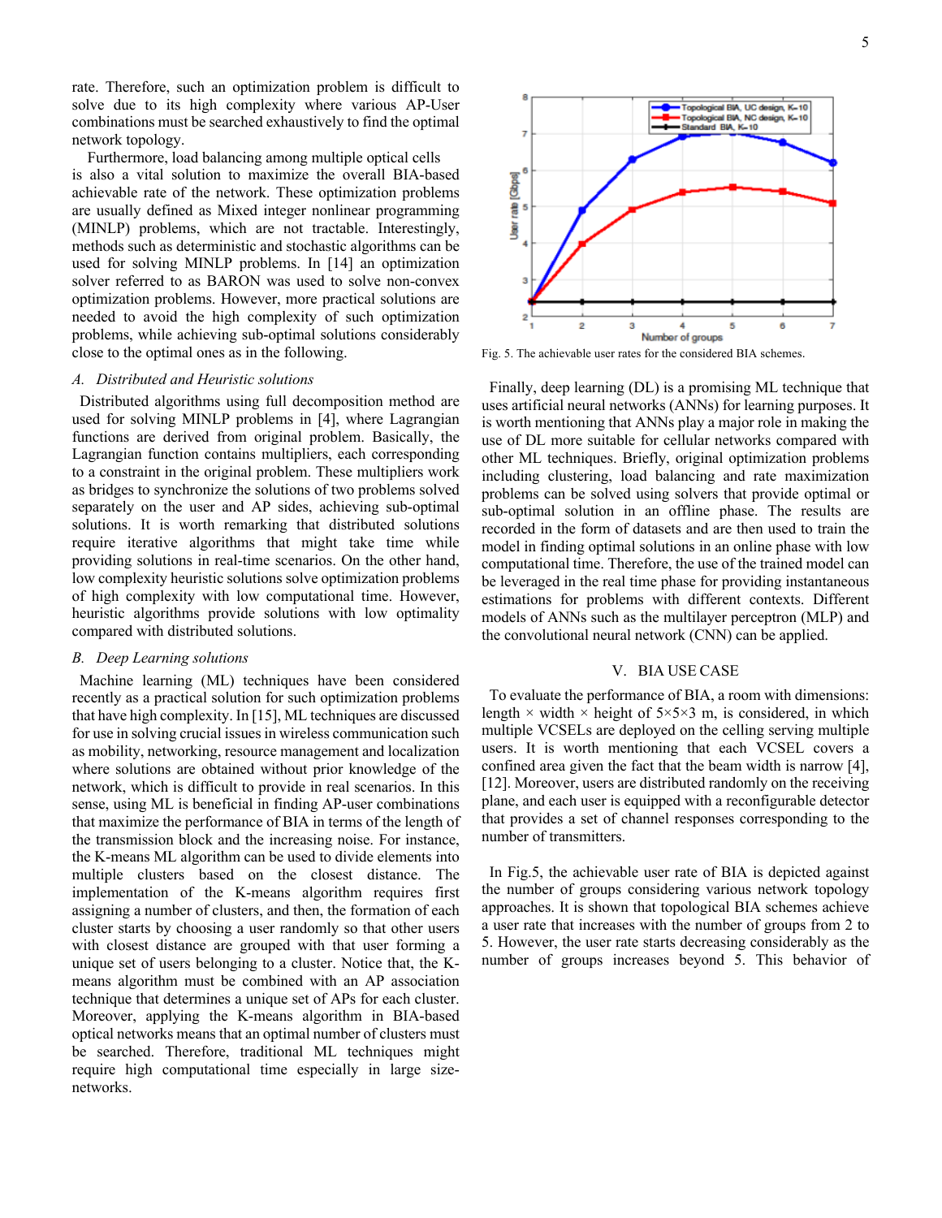rate. Therefore, such an optimization problem is difficult to solve due to its high complexity where various AP-User combinations must be searched exhaustively to find the optimal network topology.

Furthermore, load balancing among multiple optical cells is also a vital solution to maximize the overall BIA-based achievable rate of the network. These optimization problems are usually defined as Mixed integer nonlinear programming (MINLP) problems, which are not tractable. Interestingly, methods such as deterministic and stochastic algorithms can be used for solving MINLP problems. In [14] an optimization solver referred to as BARON was used to solve non-convex optimization problems. However, more practical solutions are needed to avoid the high complexity of such optimization problems, while achieving sub-optimal solutions considerably close to the optimal ones as in the following.

### *A. Distributed and Heuristic solutions*

Distributed algorithms using full decomposition method are used for solving MINLP problems in [4], where Lagrangian functions are derived from original problem. Basically, the Lagrangian function contains multipliers, each corresponding to a constraint in the original problem. These multipliers work as bridges to synchronize the solutions of two problems solved separately on the user and AP sides, achieving sub-optimal solutions. It is worth remarking that distributed solutions require iterative algorithms that might take time while providing solutions in real-time scenarios. On the other hand, low complexity heuristic solutions solve optimization problems of high complexity with low computational time. However, heuristic algorithms provide solutions with low optimality compared with distributed solutions.

### *B. Deep Learning solutions*

Machine learning (ML) techniques have been considered recently as a practical solution for such optimization problems that have high complexity. In [15], ML techniques are discussed for use in solving crucial issues in wireless communication such as mobility, networking, resource management and localization where solutions are obtained without prior knowledge of the network, which is difficult to provide in real scenarios. In this sense, using ML is beneficial in finding AP-user combinations that maximize the performance of BIA in terms of the length of the transmission block and the increasing noise. For instance, the K-means ML algorithm can be used to divide elements into multiple clusters based on the closest distance. The implementation of the K-means algorithm requires first assigning a number of clusters, and then, the formation of each cluster starts by choosing a user randomly so that other users with closest distance are grouped with that user forming a unique set of users belonging to a cluster. Notice that, the K-means algorithm must be combined with an AP association technique that determines a unique set of APs for each cluster. Moreover, applying the K-means algorithm in BIA-based optical networks means that an optimal number of clusters must be searched. Therefore, traditional ML techniques might require high computational time especially in large size-networks.

Fig. 5. The achievable user rates for the considered BIA schemes.

Finally, deep learning (DL) is a promising ML technique that uses artificial neural networks (ANNs) for learning purposes. It is worth mentioning that ANNs play a major role in making the use of DL more suitable for cellular networks compared with other ML techniques. Briefly, original optimization problems including clustering, load balancing and rate maximization problems can be solved using solvers that provide optimal or sub-optimal solution in an offline phase. The results are recorded in the form of datasets and are then used to train the model in finding optimal solutions in an online phase with low computational time. Therefore, the use of the trained model can be leveraged in the real time phase for providing instantaneous estimations for problems with different contexts. Different models of ANNs such as the multilayer perceptron (MLP) and the convolutional neural network (CNN) can be applied.

## V. BIA USE CASE

To evaluate the performance of BIA, a room with dimensions: length × width × height of 5×5×3 m, is considered, in which multiple VCSELs are deployed on the celling serving multiple users. It is worth mentioning that each VCSEL covers a confined area given the fact that the beam width is narrow [4], [12]. Moreover, users are distributed randomly on the receiving plane, and each user is equipped with a reconfigurable detector that provides a set of channel responses corresponding to the number of transmitters.

In Fig.5, the achievable user rate of BIA is depicted against the number of groups considering various network topology approaches. It is shown that topological BIA schemes achieve a user rate that increases with the number of groups from 2 to 5. However, the user rate starts decreasing considerably as the number of groups increases beyond 5. This behavior of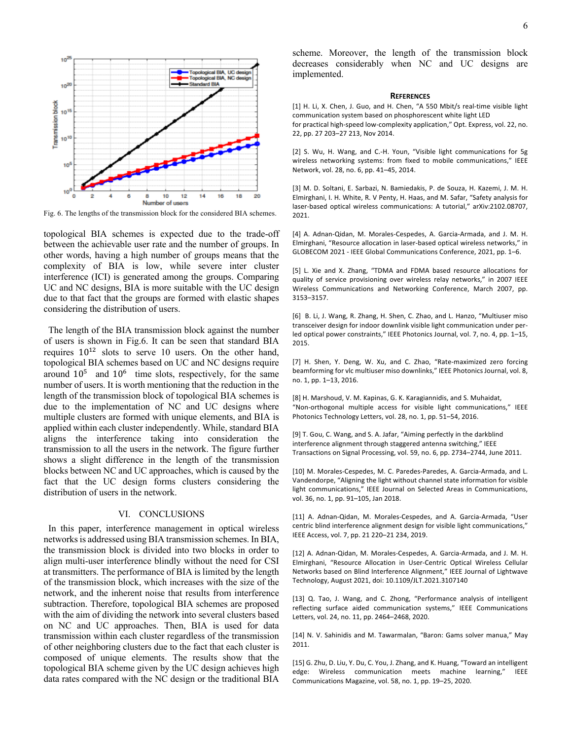Fig. 6. The lengths of the transmission block for the considered BIA schemes.

topological BIA schemes is expected due to the trade-off between the achievable user rate and the number of groups. In other words, having a high number of groups means that the complexity of BIA is low, while severe inter cluster interference (ICI) is generated among the groups. Comparing UC and NC designs, BIA is more suitable with the UC design due to that fact that the groups are formed with elastic shapes considering the distribution of users.

The length of the BIA transmission block against the number of users is shown in Fig.6. It can be seen that standard BIA requires $10^{12}$ slots to serve 10 users. On the other hand, topological BIA schemes based on UC and NC designs require around $10^5$ and $10^6$ time slots, respectively, for the same number of users. It is worth mentioning that the reduction in the length of the transmission block of topological BIA schemes is due to the implementation of NC and UC designs where multiple clusters are formed with unique elements, and BIA is applied within each cluster independently. While, standard BIA aligns the interference taking into consideration the transmission to all the users in the network. The figure further shows a slight difference in the length of the transmission blocks between NC and UC approaches, which is caused by the fact that the UC design forms clusters considering the distribution of users in the network.

## VI. CONCLUSIONS

In this paper, interference management in optical wireless networks is addressed using BIA transmission schemes. In BIA, the transmission block is divided into two blocks in order to align multi-user interference blindly without the need for CSI at transmitters. The performance of BIA is limited by the length of the transmission block, which increases with the size of the network, and the inherent noise that results from interference subtraction. Therefore, topological BIA schemes are proposed with the aim of dividing the network into several clusters based on NC and UC approaches. Then, BIA is used for data transmission within each cluster regardless of the transmission of other neighboring clusters due to the fact that each cluster is composed of unique elements. The results show that the topological BIA scheme given by the UC design achieves high data rates compared with the NC design or the traditional BIA scheme. Moreover, the length of the transmission block decreases considerably when NC and UC designs are implemented.

## REFERENCES

[1] H. Li, X. Chen, J. Guo, and H. Chen, “A 550 Mbit/s real-time visible light communication system based on phosphorescent white light LED for practical high-speed low-complexity application,” Opt. Express, vol. 22, no. 22, pp. 27 203–27 213, Nov 2014.

[2] S. Wu, H. Wang, and C.-H. Youn, “Visible light communications for 5g wireless networking systems: from fixed to mobile communications,” IEEE Network, vol. 28, no. 6, pp. 41–45, 2014.

[3] M. D. Soltani, E. Sarbazi, N. Bamiedakis, P. de Souza, H. Kazemi, J. M. H. Elmirghani, I. H. White, R. V Penty, H. Haas, and M. Safar, “Safety analysis for laser-based optical wireless communications: A tutorial,” arXiv:2102.08707, 2021.

[4] A. Adnan-Qidan, M. Morales-Cespedes, A. Garcia-Armada, and J. M. H. Elmirghani, “Resource allocation in laser-based optical wireless networks,” in GLOBECOM 2021 - IEEE Global Communications Conference, 2021, pp. 1–6.

[5] L. Xie and X. Zhang, “TDMA and FDMA based resource allocations for quality of service provisioning over wireless relay networks,” in 2007 IEEE Wireless Communications and Networking Conference, March 2007, pp. 3153–3157.

[6] B. Li, J. Wang, R. Zhang, H. Shen, C. Zhao, and L. Hanzo, “Multiuser miso transceiver design for indoor downlink visible light communication under per-led optical power constraints,” IEEE Photonics Journal, vol. 7, no. 4, pp. 1–15, 2015.

[7] H. Shen, Y. Deng, W. Xu, and C. Zhao, “Rate-maximized zero forcing beamforming for vlc multiuser miso downlinks,” IEEE Photonics Journal, vol. 8, no. 1, pp. 1–13, 2016.

[8] H. Marshoud, V. M. Kapinas, G. K. Karagiannidis, and S. Muhaidat, “Non-orthogonal multiple access for visible light communications,” IEEE Photonics Technology Letters, vol. 28, no. 1, pp. 51–54, 2016.

[9] T. Gou, C. Wang, and S. A. Jafar, “Aiming perfectly in the darkblind interference alignment through staggered antenna switching,” IEEE Transactions on Signal Processing, vol. 59, no. 6, pp. 2734–2744, June 2011.

[10] M. Morales-Cespedes, M. C. Paredes-Paredes, A. Garcia-Armada, and L. Vandendorpe, “Aligning the light without channel state information for visible light communications,” IEEE Journal on Selected Areas in Communications, vol. 36, no. 1, pp. 91–105, Jan 2018.

[11] A. Adnan-Qidan, M. Morales-Cespedes, and A. Garcia-Armada, “User centric blind interference alignment design for visible light communications,” IEEE Access, vol. 7, pp. 21 220–21 234, 2019.

[12] A. Adnan-Qidan, M. Morales-Cespedes, A. Garcia-Armada, and J. M. H. Elmirghani, “Resource Allocation in User-Centric Optical Wireless Cellular Networks based on Blind Interference Alignment,” IEEE Journal of Lightwave Technology, August 2021, doi: 10.1109/JLT.2021.3107140

[13] Q. Tao, J. Wang, and C. Zhong, “Performance analysis of intelligent reflecting surface aided communication systems,” IEEE Communications Letters, vol. 24, no. 11, pp. 2464–2468, 2020.

[14] N. V. Sahinidis and M. Tawarmalan, “Baron: Gams solver manua,” May 2011.

[15] G. Zhu, D. Liu, Y. Du, C. You, J. Zhang, and K. Huang, “Toward an intelligent edge: Wireless communication meets machine learning,” IEEE Communications Magazine, vol. 58, no. 1, pp. 19–25, 2020.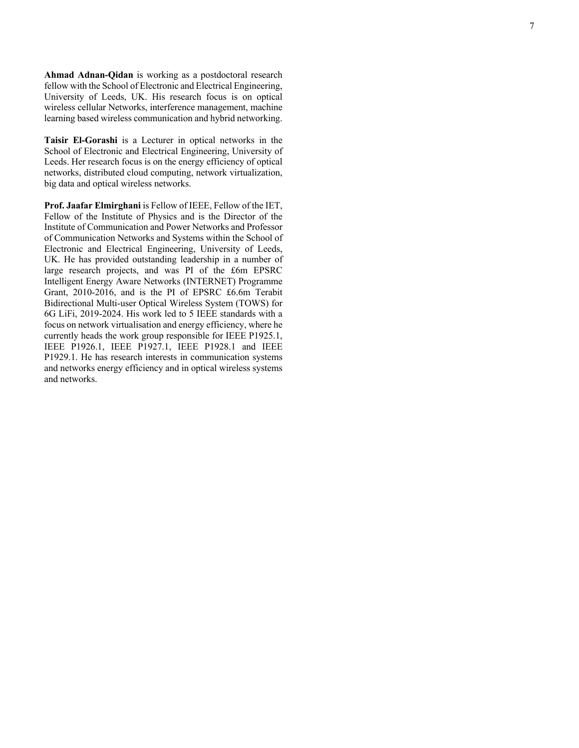**Ahmad Adnan-Qidan** is working as a postdoctoral research fellow with the School of Electronic and Electrical Engineering, University of Leeds, UK. His research focus is on optical wireless cellular Networks, interference management, machine learning based wireless communication and hybrid networking.

**Taisir El-Gorashi** is a Lecturer in optical networks in the School of Electronic and Electrical Engineering, University of Leeds. Her research focus is on the energy efficiency of optical networks, distributed cloud computing, network virtualization, big data and optical wireless networks.

**Prof. Jaafar Elmirghani** is Fellow of IEEE, Fellow of the IET, Fellow of the Institute of Physics and is the Director of the Institute of Communication and Power Networks and Professor of Communication Networks and Systems within the School of Electronic and Electrical Engineering, University of Leeds, UK. He has provided outstanding leadership in a number of large research projects, and was PI of the £6m EPSRC Intelligent Energy Aware Networks (INTERNET) Programme Grant, 2010-2016, and is the PI of EPSRC £6.6m Terabit Bidirectional Multi-user Optical Wireless System (TOWS) for 6G LiFi, 2019-2024. His work led to 5 IEEE standards with a focus on network virtualisation and energy efficiency, where he currently heads the work group responsible for IEEE P1925.1, IEEE P1926.1, IEEE P1927.1, IEEE P1928.1 and IEEE P1929.1. He has research interests in communication systems and networks energy efficiency and in optical wireless systems and networks.